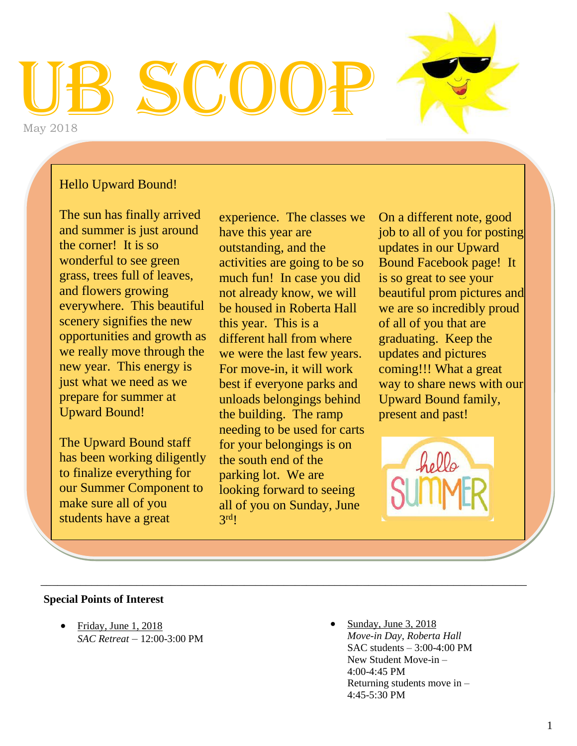# UB SCOOP

May 2018

Hello Upward Bound!

The sun has finally arrived and summer is just around the corner! It is so wonderful to see green grass, trees full of leaves, and flowers growing everywhere. This beautiful scenery signifies the new opportunities and growth as we really move through the new year. This energy is just what we need as we prepare for summer at Upward Bound!

The Upward Bound staff has been working diligently to finalize everything for our Summer Component to make sure all of you students have a great experience. The classes we have this year are outstanding, and the activities are going to be so much fun! In case you did not already know, we will be housed in Roberta Hall this year. This is a different hall from where we were the last few years. For move-in, it will work best if everyone parks and unloads belongings behind the building. The ramp needing to be used for carts for your belongings is on the south end of the parking lot. We are looking forward to seeing all of you on Sunday, June 3rd!

On a different note, good job to all of you for posting updates in our Upward Bound Facebook page! It is so great to see your beautiful prom pictures and we are so incredibly proud of all of you that are graduating. Keep the updates and pictures coming!!! What a great way to share news with our Upward Bound family, present and past!

---

**Special Points of Interest**

- Friday, June 1, 2018
  *SAC Retreat* – 12:00-3:00 PM

- Sunday, June 3, 2018
  *Move-in Day, Roberta Hall*
  SAC students – 3:00-4:00 PM
  New Student Move-in – 4:00-4:45 PM
  Returning students move in – 4:45-5:30 PM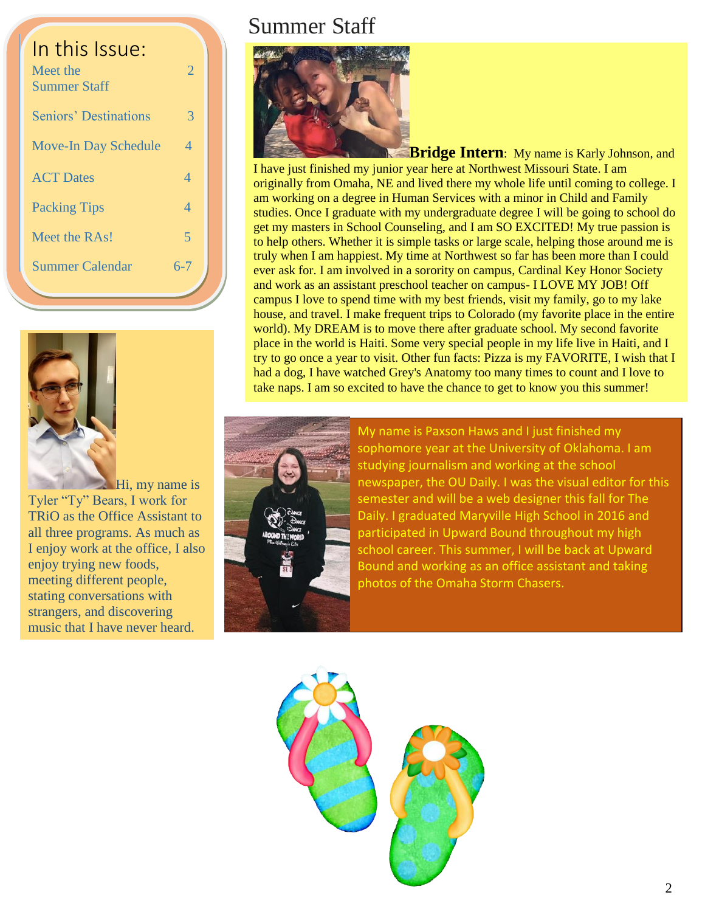## In this Issue:

| | |
|---|---|
| Meet the Summer Staff | 2 |
| Seniors' Destinations | 3 |
| Move-In Day Schedule | 4 |
| ACT Dates | 4 |
| Packing Tips | 4 |
| Meet the RAs! | 5 |
| Summer Calendar | 6-7 |

Hi, my name is Tyler "Ty" Bears, I work for TRiO as the Office Assistant to all three programs. As much as I enjoy work at the office, I also enjoy trying new foods, meeting different people, stating conversations with strangers, and discovering music that I have never heard.

# Summer Staff

**Bridge Intern**: My name is Karly Johnson, and I have just finished my junior year here at Northwest Missouri State. I am originally from Omaha, NE and lived there my whole life until coming to college. I am working on a degree in Human Services with a minor in Child and Family studies. Once I graduate with my undergraduate degree I will be going to school do get my masters in School Counseling, and I am SO EXCITED! My true passion is to help others. Whether it is simple tasks or large scale, helping those around me is truly when I am happiest. My time at Northwest so far has been more than I could ever ask for. I am involved in a sorority on campus, Cardinal Key Honor Society and work as an assistant preschool teacher on campus- I LOVE MY JOB! Off campus I love to spend time with my best friends, visit my family, go to my lake house, and travel. I make frequent trips to Colorado (my favorite place in the entire world). My DREAM is to move there after graduate school. My second favorite place in the world is Haiti. Some very special people in my life live in Haiti, and I try to go once a year to visit. Other fun facts: Pizza is my FAVORITE, I wish that I had a dog, I have watched Grey's Anatomy too many times to count and I love to take naps. I am so excited to have the chance to get to know you this summer!

My name is Paxson Haws and I just finished my sophomore year at the University of Oklahoma. I am studying journalism and working at the school newspaper, the OU Daily. I was the visual editor for this semester and will be a web designer this fall for The Daily. I graduated Maryville High School in 2016 and participated in Upward Bound throughout my high school career. This summer, I will be back at Upward Bound and working as an office assistant and taking photos of the Omaha Storm Chasers.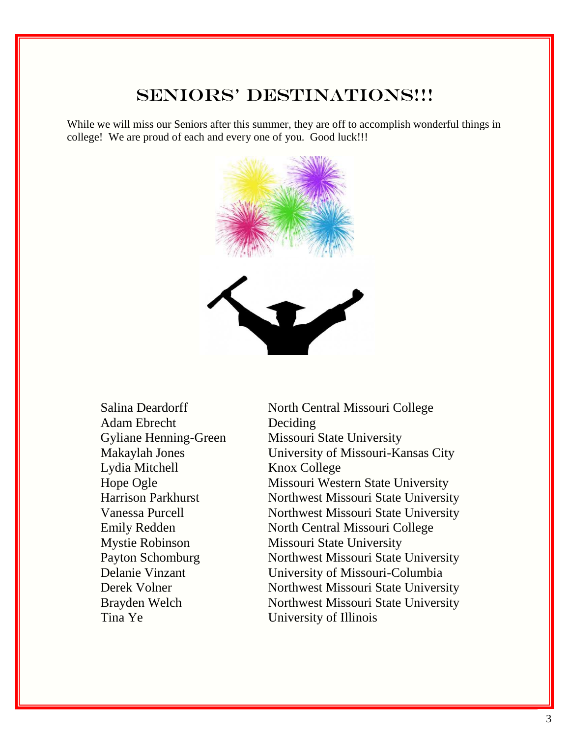# Seniors' Destinations!!!

While we will miss our Seniors after this summer, they are off to accomplish wonderful things in college! We are proud of each and every one of you. Good luck!!!

| Name | Destination |
| --- | --- |
| Salina Deardorff | North Central Missouri College |
| Adam Ebrecht | Deciding |
| Gyliane Henning-Green | Missouri State University |
| Makaylah Jones | University of Missouri-Kansas City |
| Lydia Mitchell | Knox College |
| Hope Ogle | Missouri Western State University |
| Harrison Parkhurst | Northwest Missouri State University |
| Vanessa Purcell | Northwest Missouri State University |
| Emily Redden | North Central Missouri College |
| Mystie Robinson | Missouri State University |
| Payton Schomburg | Northwest Missouri State University |
| Delanie Vinzant | University of Missouri-Columbia |
| Derek Volner | Northwest Missouri State University |
| Brayden Welch | Northwest Missouri State University |
| Tina Ye | University of Illinois |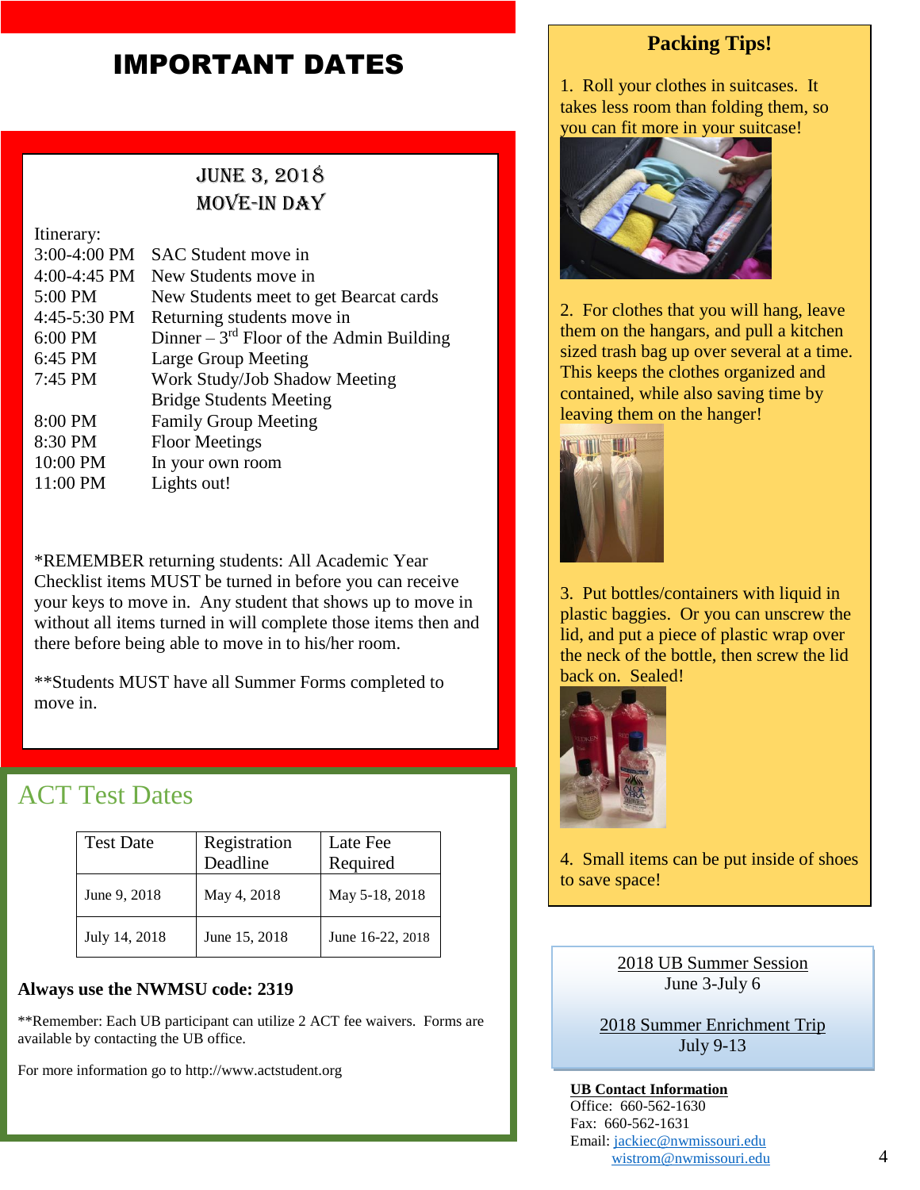# IMPORTANT DATES

## JUNE 3, 2018
## MOVE-IN DAY

Itinerary:

| | |
|---|---|
| 3:00-4:00 PM | SAC Student move in |
| 4:00-4:45 PM | New Students move in |
| 5:00 PM | New Students meet to get Bearcat cards |
| 4:45-5:30 PM | Returning students move in |
| 6:00 PM | Dinner – 3rd Floor of the Admin Building |
| 6:45 PM | Large Group Meeting |
| 7:45 PM | Work Study/Job Shadow Meeting<br>Bridge Students Meeting |
| 8:00 PM | Family Group Meeting |
| 8:30 PM | Floor Meetings |
| 10:00 PM | In your own room |
| 11:00 PM | Lights out! |

*REMEMBER returning students: All Academic Year Checklist items MUST be turned in before you can receive your keys to move in. Any student that shows up to move in without all items turned in will complete those items then and there before being able to move in to his/her room.

**Students MUST have all Summer Forms completed to move in.

## ACT Test Dates

| Test Date | Registration Deadline | Late Fee Required |
|---|---|---|
| June 9, 2018 | May 4, 2018 | May 5-18, 2018 |
| July 14, 2018 | June 15, 2018 | June 16-22, 2018 |

**Always use the NWMSU code: 2319**

**Remember: Each UB participant can utilize 2 ACT fee waivers. Forms are available by contacting the UB office.

For more information go to http://www.actstudent.org

## Packing Tips!

1. Roll your clothes in suitcases. It takes less room than folding them, so you can fit more in your suitcase!

2. For clothes that you will hang, leave them on the hangars, and pull a kitchen sized trash bag up over several at a time. This keeps the clothes organized and contained, while also saving time by leaving them on the hanger!

3. Put bottles/containers with liquid in plastic baggies. Or you can unscrew the lid, and put a piece of plastic wrap over the neck of the bottle, then screw the lid back on. Sealed!

4. Small items can be put inside of shoes to save space!

<u>2018 UB Summer Session</u>
June 3-July 6

<u>2018 Summer Enrichment Trip</u>
July 9-13

**<u>UB Contact Information</u>**
Office: 660-562-1630
Fax: 660-562-1631
Email: jackiec@nwmissouri.edu
wistrom@nwmissouri.edu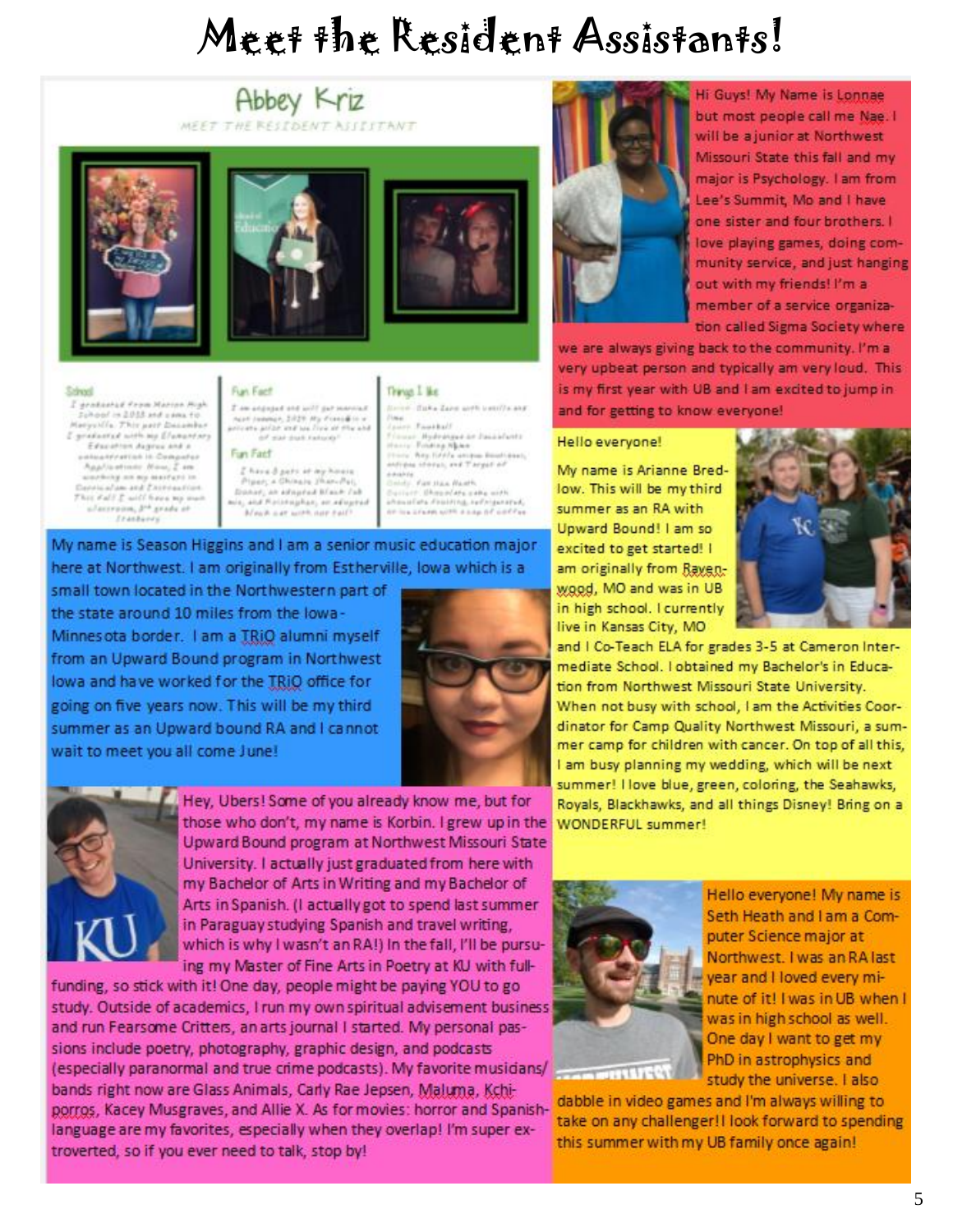# Meet the Resident Assistants!

## Abbey Kriz

MEET THE RESIDENT ASSISTANT

**School**

I graduated from Marion High School in 2015 and came to Maryville. This past December I graduated with my Elementary Education degree and a concentration in Computer Applications. Now, I am working on my masters in Curriculum and Instruction. This fall I will have my own classroom, 3rd grade at Stanberry

**Fun Fact**

I am engaged and will get married next summer, 2019. My Fiancé is a private pilot and we live at the end of our own runway!

**Fun Fact**

I have 3 pets at my house. Piper, a Chinese Shar-Pei, Dishel, an adopted black lab mix, and Pristopher, an adopted black cat with one tail!

**Things I like**

Drink: Coke Zero with vanilla and lime
Sport: Football
Flower: Hydrangea and Succulents
Movie: Finding Nemo
Store: Any little unique boutiques, antique stores, and Target of course
Candy: Fun size Heath
Dessert: Chocolate cake with chocolate frosting, refrigerated, and ice cream with a cup of coffee

My name is Season Higgins and I am a senior music education major here at Northwest. I am originally from Estherville, Iowa which is a small town located in the Northwestern part of the state around 10 miles from the Iowa-Minnesota border. I am a TRiO alumni myself from an Upward Bound program in Northwest Iowa and have worked for the TRiO office for going on five years now. This will be my third summer as an Upward bound RA and I cannot wait to meet you all come June!

Hey, Ubers! Some of you already know me, but for those who don't, my name is Korbin. I grew up in the Upward Bound program at Northwest Missouri State University. I actually just graduated from here with my Bachelor of Arts in Writing and my Bachelor of Arts in Spanish. (I actually got to spend last summer in Paraguay studying Spanish and travel writing, which is why I wasn't an RA!) In the fall, I'll be pursuing my Master of Fine Arts in Poetry at KU with full-funding, so stick with it! One day, people might be paying YOU to go study. Outside of academics, I run my own spiritual advisement business and run Fearsome Critters, an arts journal I started. My personal passions include poetry, photography, graphic design, and podcasts (especially paranormal and true crime podcasts). My favorite musicians/bands right now are Glass Animals, Carly Rae Jepsen, Maluma, Kchiporros, Kacey Musgraves, and Allie X. As for movies: horror and Spanish-language are my favorites, especially when they overlap! I'm super extroverted, so if you ever need to talk, stop by!

Hi Guys! My Name is Lonnae but most people call me Nae. I will be a junior at Northwest Missouri State this fall and my major is Psychology. I am from Lee's Summit, Mo and I have one sister and four brothers. I love playing games, doing community service, and just hanging out with my friends! I'm a member of a service organization called Sigma Society where we are always giving back to the community. I'm a very upbeat person and typically am very loud. This is my first year with UB and I am excited to jump in and for getting to know everyone!

Hello everyone!

My name is Arianne Bredlow. This will be my third summer as an RA with Upward Bound! I am so excited to get started! I am originally from Ravenwood, MO and was in UB in high school. I currently live in Kansas City, MO and I Co-Teach ELA for grades 3-5 at Cameron Intermediate School. I obtained my Bachelor's in Education from Northwest Missouri State University. When not busy with school, I am the Activities Coordinator for Camp Quality Northwest Missouri, a summer camp for children with cancer. On top of all this, I am busy planning my wedding, which will be next summer! I love blue, green, coloring, the Seahawks, Royals, Blackhawks, and all things Disney! Bring on a WONDERFUL summer!

Hello everyone! My name is Seth Heath and I am a Computer Science major at Northwest. I was an RA last year and I loved every minute of it! I was in UB when I was in high school as well. One day I want to get my PhD in astrophysics and study the universe. I also dabble in video games and I'm always willing to take on any challenger! I look forward to spending this summer with my UB family once again!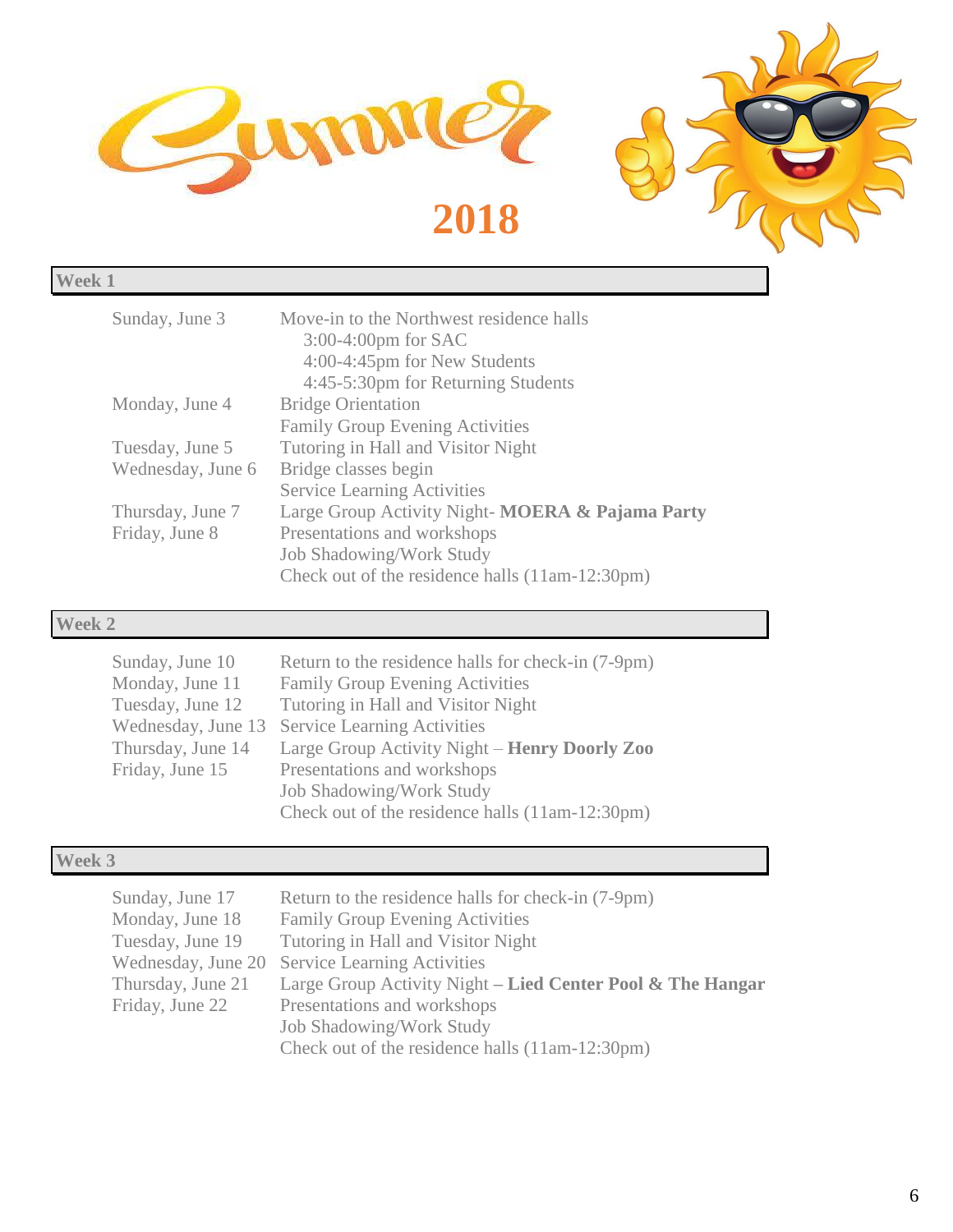# Summer 2018

## Week 1

| | |
|---|---|
| Sunday, June 3 | Move-in to the Northwest residence halls<br>3:00-4:00pm for SAC<br>4:00-4:45pm for New Students<br>4:45-5:30pm for Returning Students |
| Monday, June 4 | Bridge Orientation<br>Family Group Evening Activities |
| Tuesday, June 5 | Tutoring in Hall and Visitor Night |
| Wednesday, June 6 | Bridge classes begin<br>Service Learning Activities |
| Thursday, June 7 | Large Group Activity Night- **MOERA & Pajama Party** |
| Friday, June 8 | Presentations and workshops<br>Job Shadowing/Work Study<br>Check out of the residence halls (11am-12:30pm) |

## Week 2

| | |
|---|---|
| Sunday, June 10 | Return to the residence halls for check-in (7-9pm) |
| Monday, June 11 | Family Group Evening Activities |
| Tuesday, June 12 | Tutoring in Hall and Visitor Night |
| Wednesday, June 13 | Service Learning Activities |
| Thursday, June 14 | Large Group Activity Night – **Henry Doorly Zoo** |
| Friday, June 15 | Presentations and workshops<br>Job Shadowing/Work Study<br>Check out of the residence halls (11am-12:30pm) |

## Week 3

| | |
|---|---|
| Sunday, June 17 | Return to the residence halls for check-in (7-9pm) |
| Monday, June 18 | Family Group Evening Activities |
| Tuesday, June 19 | Tutoring in Hall and Visitor Night |
| Wednesday, June 20 | Service Learning Activities |
| Thursday, June 21 | Large Group Activity Night **– Lied Center Pool & The Hangar** |
| Friday, June 22 | Presentations and workshops<br>Job Shadowing/Work Study<br>Check out of the residence halls (11am-12:30pm) |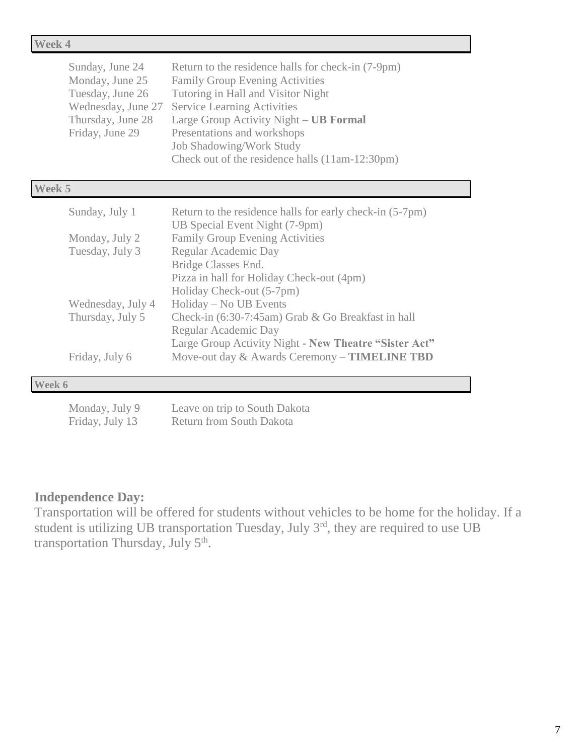## Week 4

| | |
|---|---|
| Sunday, June 24 | Return to the residence halls for check-in (7-9pm) |
| Monday, June 25 | Family Group Evening Activities |
| Tuesday, June 26 | Tutoring in Hall and Visitor Night |
| Wednesday, June 27 | Service Learning Activities |
| Thursday, June 28 | Large Group Activity Night **– UB Formal** |
| Friday, June 29 | Presentations and workshops<br>Job Shadowing/Work Study<br>Check out of the residence halls (11am-12:30pm) |

## Week 5

| | |
|---|---|
| Sunday, July 1 | Return to the residence halls for early check-in (5-7pm)<br>UB Special Event Night (7-9pm) |
| Monday, July 2 | Family Group Evening Activities |
| Tuesday, July 3 | Regular Academic Day<br>Bridge Classes End.<br>Pizza in hall for Holiday Check-out (4pm)<br>Holiday Check-out (5-7pm) |
| Wednesday, July 4 | Holiday – No UB Events |
| Thursday, July 5 | Check-in (6:30-7:45am) Grab & Go Breakfast in hall<br>Regular Academic Day<br>Large Group Activity Night **- New Theatre "Sister Act"** |
| Friday, July 6 | Move-out day & Awards Ceremony – **TIMELINE TBD** |

## Week 6

| | |
|---|---|
| Monday, July 9 | Leave on trip to South Dakota |
| Friday, July 13 | Return from South Dakota |

**Independence Day:**

Transportation will be offered for students without vehicles to be home for the holiday. If a student is utilizing UB transportation Tuesday, July 3rd, they are required to use UB transportation Thursday, July 5th.